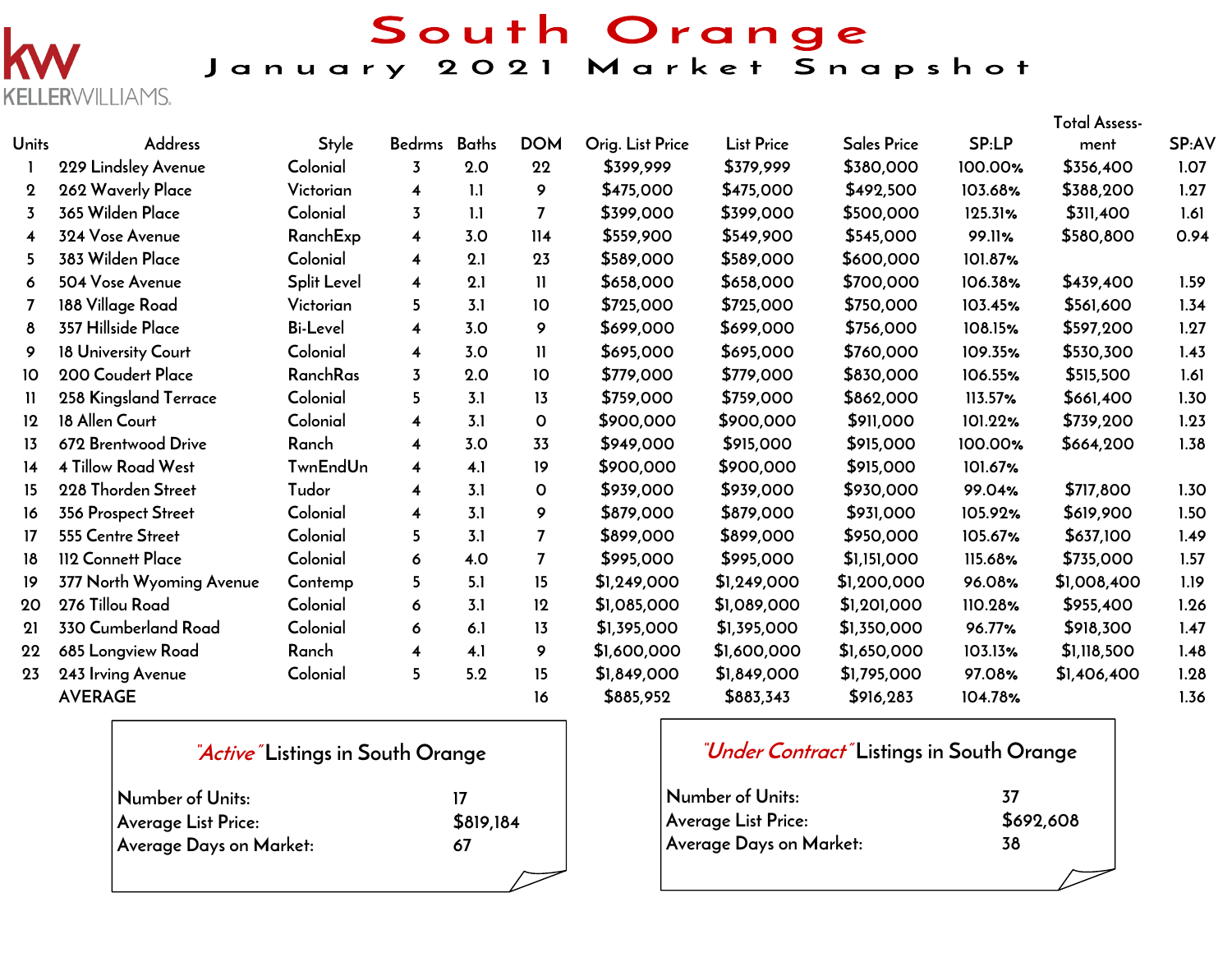# South Orange

## January 2021 Market Snapshot

| Units | Address | Style | Bedrms | Baths | DOM | Orig. List Price | List Price | Sales Price | SP:LP | Total Assess-ment | SP:AV |
|---|---|---|---|---|---|---|---|---|---|---|---|
| 1 | 229 Lindsley Avenue | Colonial | 3 | 2.0 | 22 | $399,999 | $379,999 | $380,000 | 100.00% | $356,400 | 1.07 |
| 2 | 262 Waverly Place | Victorian | 4 | 1.1 | 9 | $475,000 | $475,000 | $492,500 | 103.68% | $388,200 | 1.27 |
| 3 | 365 Wilden Place | Colonial | 3 | 1.1 | 7 | $399,000 | $399,000 | $500,000 | 125.31% | $311,400 | 1.61 |
| 4 | 324 Vose Avenue | RanchExp | 4 | 3.0 | 114 | $559,900 | $549,900 | $545,000 | 99.11% | $580,800 | 0.94 |
| 5 | 383 Wilden Place | Colonial | 4 | 2.1 | 23 | $589,000 | $589,000 | $600,000 | 101.87% | | |
| 6 | 504 Vose Avenue | Split Level | 4 | 2.1 | 11 | $658,000 | $658,000 | $700,000 | 106.38% | $439,400 | 1.59 |
| 7 | 188 Village Road | Victorian | 5 | 3.1 | 10 | $725,000 | $725,000 | $750,000 | 103.45% | $561,600 | 1.34 |
| 8 | 357 Hillside Place | Bi-Level | 4 | 3.0 | 9 | $699,000 | $699,000 | $756,000 | 108.15% | $597,200 | 1.27 |
| 9 | 18 University Court | Colonial | 4 | 3.0 | 11 | $695,000 | $695,000 | $760,000 | 109.35% | $530,300 | 1.43 |
| 10 | 200 Coudert Place | RanchRas | 3 | 2.0 | 10 | $779,000 | $779,000 | $830,000 | 106.55% | $515,500 | 1.61 |
| 11 | 258 Kingsland Terrace | Colonial | 5 | 3.1 | 13 | $759,000 | $759,000 | $862,000 | 113.57% | $661,400 | 1.30 |
| 12 | 18 Allen Court | Colonial | 4 | 3.1 | 0 | $900,000 | $900,000 | $911,000 | 101.22% | $739,200 | 1.23 |
| 13 | 672 Brentwood Drive | Ranch | 4 | 3.0 | 33 | $949,000 | $915,000 | $915,000 | 100.00% | $664,200 | 1.38 |
| 14 | 4 Tillow Road West | TwnEndUn | 4 | 4.1 | 19 | $900,000 | $900,000 | $915,000 | 101.67% | | |
| 15 | 228 Thorden Street | Tudor | 4 | 3.1 | 0 | $939,000 | $939,000 | $930,000 | 99.04% | $717,800 | 1.30 |
| 16 | 356 Prospect Street | Colonial | 4 | 3.1 | 9 | $879,000 | $879,000 | $931,000 | 105.92% | $619,900 | 1.50 |
| 17 | 555 Centre Street | Colonial | 5 | 3.1 | 7 | $899,000 | $899,000 | $950,000 | 105.67% | $637,100 | 1.49 |
| 18 | 112 Connett Place | Colonial | 6 | 4.0 | 7 | $995,000 | $995,000 | $1,151,000 | 115.68% | $735,000 | 1.57 |
| 19 | 377 North Wyoming Avenue | Contemp | 5 | 5.1 | 15 | $1,249,000 | $1,249,000 | $1,200,000 | 96.08% | $1,008,400 | 1.19 |
| 20 | 276 Tillou Road | Colonial | 6 | 3.1 | 12 | $1,085,000 | $1,089,000 | $1,201,000 | 110.28% | $955,400 | 1.26 |
| 21 | 330 Cumberland Road | Colonial | 6 | 6.1 | 13 | $1,395,000 | $1,395,000 | $1,350,000 | 96.77% | $918,300 | 1.47 |
| 22 | 685 Longview Road | Ranch | 4 | 4.1 | 9 | $1,600,000 | $1,600,000 | $1,650,000 | 103.13% | $1,118,500 | 1.48 |
| 23 | 243 Irving Avenue | Colonial | 5 | 5.2 | 15 | $1,849,000 | $1,849,000 | $1,795,000 | 97.08% | $1,406,400 | 1.28 |
| | AVERAGE | | | | 16 | $885,952 | $883,343 | $916,283 | 104.78% | | 1.36 |

### "Active" Listings in South Orange

| | |
|---|---|
| Number of Units: | 17 |
| Average List Price: | $819,184 |
| Average Days on Market: | 67 |

### "Under Contract" Listings in South Orange

| | |
|---|---|
| Number of Units: | 37 |
| Average List Price: | $692,608 |
| Average Days on Market: | 38 |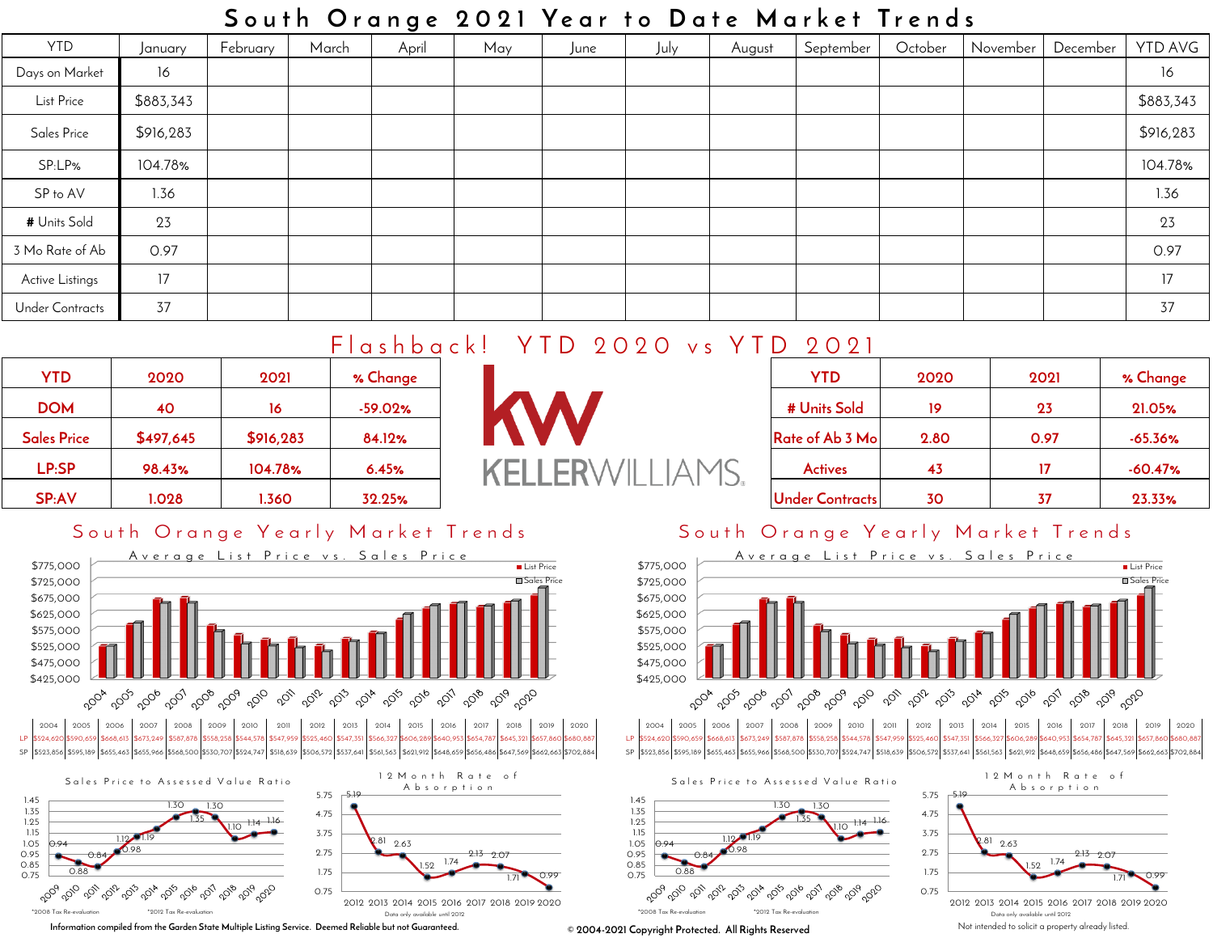# South Orange 2021 Year to Date Market Trends

| YTD | January | February | March | April | May | June | July | August | September | October | November | December | YTD AVG |
|---|---|---|---|---|---|---|---|---|---|---|---|---|---|
| Days on Market | 16 | | | | | | | | | | | | 16 |
| List Price | $883,343 | | | | | | | | | | | | $883,343 |
| Sales Price | $916,283 | | | | | | | | | | | | $916,283 |
| SP:LP% | 104.78% | | | | | | | | | | | | 104.78% |
| SP to AV | 1.36 | | | | | | | | | | | | 1.36 |
| # Units Sold | 23 | | | | | | | | | | | | 23 |
| 3 Mo Rate of Ab | 0.97 | | | | | | | | | | | | 0.97 |
| Active Listings | 17 | | | | | | | | | | | | 17 |
| Under Contracts | 37 | | | | | | | | | | | | 37 |

## Flashback! YTD 2020 vs YTD 2021

| YTD | 2020 | 2021 | % Change |
|---|---|---|---|
| DOM | 40 | 16 | -59.02% |
| Sales Price | $497,645 | $916,283 | 84.12% |
| LP:SP | 98.43% | 104.78% | 6.45% |
| SP:AV | 1.028 | 1.360 | 32.25% |

KELLERWILLIAMS.

| YTD | 2020 | 2021 | % Change |
|---|---|---|---|
| # Units Sold | 19 | 23 | 21.05% |
| Rate of Ab 3 Mo | 2.80 | 0.97 | -65.36% |
| Actives | 43 | 17 | -60.47% |
| Under Contracts | 30 | 37 | 23.33% |

## South Orange Yearly Market Trends

Average List Price vs. Sales Price

List Price
Sales Price

$775,000 $725,000 $675,000 $625,000 $575,000 $525,000 $475,000 $425,000

2004 2005 2006 2007 2008 2009 2010 2011 2012 2013 2014 2015 2016 2017 2018 2019 2020

| | 2004 | 2005 | 2006 | 2007 | 2008 | 2009 | 2010 | 2011 | 2012 | 2013 | 2014 | 2015 | 2016 | 2017 | 2018 | 2019 | 2020 |
|---|---|---|---|---|---|---|---|---|---|---|---|---|---|---|---|---|---|
| LP | $524,620 | $590,659 | $668,613 | $673,249 | $587,878 | $558,258 | $544,578 | $547,959 | $525,460 | $547,351 | $566,327 | $606,289 | $640,953 | $654,787 | $645,321 | $657,860 | $680,887 |
| SP | $523,856 | $595,189 | $655,463 | $655,966 | $568,500 | $530,707 | $524,747 | $518,639 | $506,572 | $537,641 | $561,563 | $621,912 | $648,659 | $656,486 | $647,569 | $662,663 | $702,884 |

Sales Price to Assessed Value Ratio

1.45 1.35 1.25 1.15 1.05 0.95 0.85 0.75

0.94 0.88 0.84 1.12 0.98 1.19 1.30 1.35 1.30 1.10 1.14 1.16

2009 2010 2011 2012 2013 2014 2015 2016 2017 2018 2019 2020

*2008 Tax Re-evaluation
*2012 Tax Re-evaluation

12 Month Rate of Absorption

5.75 4.75 3.75 2.75 1.75 0.75

5.19 2.81 2.63 1.52 1.74 2.13 2.07 1.71 0.99

2012 2013 2014 2015 2016 2017 2018 2019 2020

Data only available until 2012

## South Orange Yearly Market Trends

Average List Price vs. Sales Price

List Price
Sales Price

$775,000 $725,000 $675,000 $625,000 $575,000 $525,000 $475,000 $425,000

2004 2005 2006 2007 2008 2009 2010 2011 2012 2013 2014 2015 2016 2017 2018 2019 2020

| | 2004 | 2005 | 2006 | 2007 | 2008 | 2009 | 2010 | 2011 | 2012 | 2013 | 2014 | 2015 | 2016 | 2017 | 2018 | 2019 | 2020 |
|---|---|---|---|---|---|---|---|---|---|---|---|---|---|---|---|---|---|
| LP | $524,620 | $590,659 | $668,613 | $673,249 | $587,878 | $558,258 | $544,578 | $547,959 | $525,460 | $547,351 | $566,327 | $606,289 | $640,953 | $654,787 | $645,321 | $657,860 | $680,887 |
| SP | $523,856 | $595,189 | $655,463 | $655,966 | $568,500 | $530,707 | $524,747 | $518,639 | $506,572 | $537,641 | $561,563 | $621,912 | $648,659 | $656,486 | $647,569 | $662,663 | $702,884 |

Sales Price to Assessed Value Ratio

1.45 1.35 1.25 1.15 1.05 0.95 0.85 0.75

0.94 0.88 0.84 1.12 0.98 1.19 1.30 1.35 1.30 1.10 1.14 1.16

2009 2010 2011 2012 2013 2014 2015 2016 2017 2018 2019 2020

*2008 Tax Re-evaluation
*2012 Tax Re-evaluation

12 Month Rate of Absorption

5.75 4.75 3.75 2.75 1.75 0.75

5.19 2.81 2.63 1.52 1.74 2.13 2.07 1.71 0.99

2012 2013 2014 2015 2016 2017 2018 2019 2020

Data only available until 2012

Information compiled from the Garden State Multiple Listing Service. Deemed Reliable but not Guaranteed.

© 2004-2021 Copyright Protected. All Rights Reserved

Not intended to solicit a property already listed.